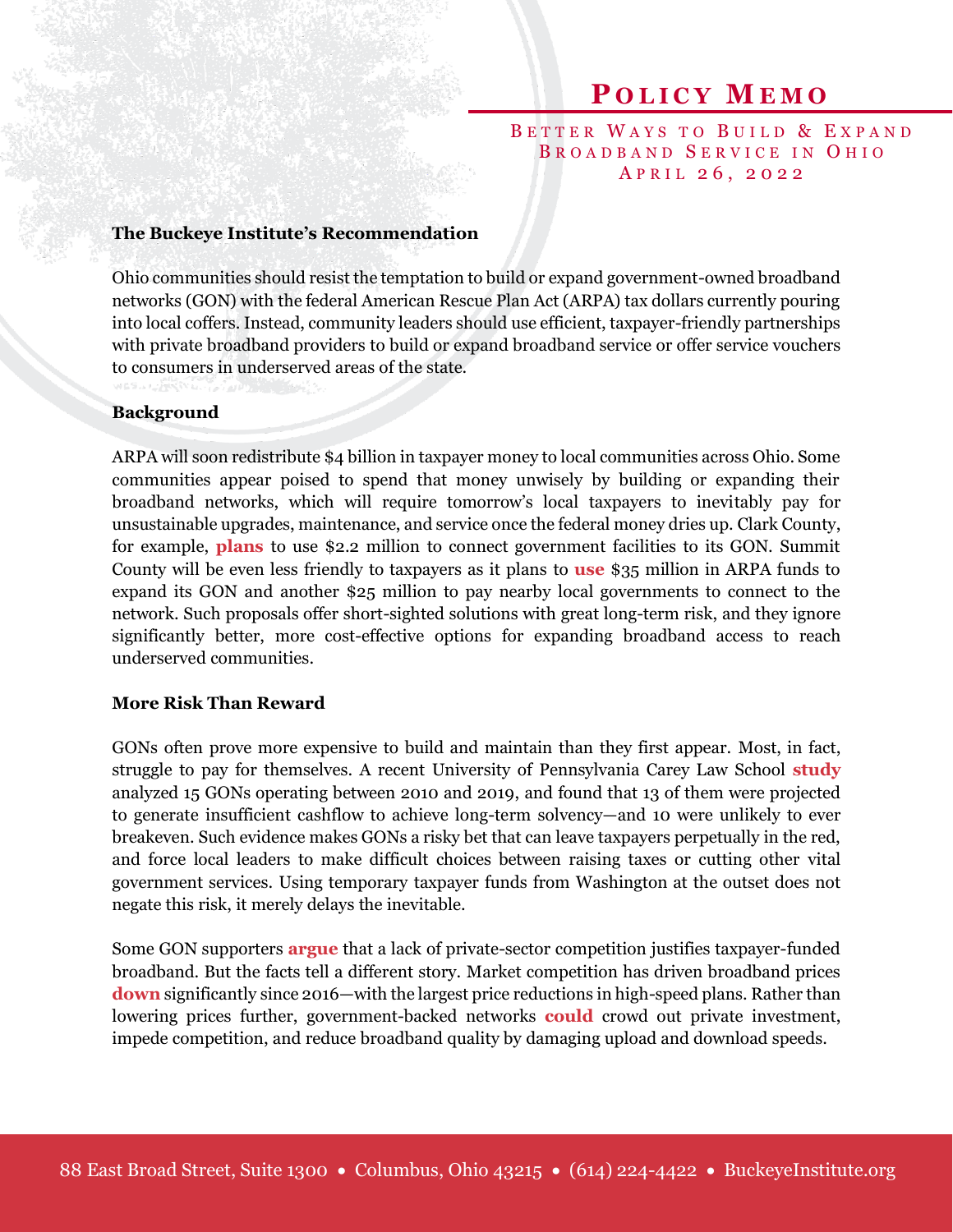# Policy Memo

## Better Ways to Build & Expand Broadband Service in Ohio

April 26, 2022

### The Buckeye Institute's Recommendation

Ohio communities should resist the temptation to build or expand government-owned broadband networks (GON) with the federal American Rescue Plan Act (ARPA) tax dollars currently pouring into local coffers. Instead, community leaders should use efficient, taxpayer-friendly partnerships with private broadband providers to build or expand broadband service or offer service vouchers to consumers in underserved areas of the state.

### Background

ARPA will soon redistribute $4 billion in taxpayer money to local communities across Ohio. Some communities appear poised to spend that money unwisely by building or expanding their broadband networks, which will require tomorrow's local taxpayers to inevitably pay for unsustainable upgrades, maintenance, and service once the federal money dries up. Clark County, for example, **plans** to use $2.2 million to connect government facilities to its GON. Summit County will be even less friendly to taxpayers as it plans to **use** $35 million in ARPA funds to expand its GON and another $25 million to pay nearby local governments to connect to the network. Such proposals offer short-sighted solutions with great long-term risk, and they ignore significantly better, more cost-effective options for expanding broadband access to reach underserved communities.

### More Risk Than Reward

GONs often prove more expensive to build and maintain than they first appear. Most, in fact, struggle to pay for themselves. A recent University of Pennsylvania Carey Law School **study** analyzed 15 GONs operating between 2010 and 2019, and found that 13 of them were projected to generate insufficient cashflow to achieve long-term solvency—and 10 were unlikely to ever breakeven. Such evidence makes GONs a risky bet that can leave taxpayers perpetually in the red, and force local leaders to make difficult choices between raising taxes or cutting other vital government services. Using temporary taxpayer funds from Washington at the outset does not negate this risk, it merely delays the inevitable.

Some GON supporters **argue** that a lack of private-sector competition justifies taxpayer-funded broadband. But the facts tell a different story. Market competition has driven broadband prices **down** significantly since 2016—with the largest price reductions in high-speed plans. Rather than lowering prices further, government-backed networks **could** crowd out private investment, impede competition, and reduce broadband quality by damaging upload and download speeds.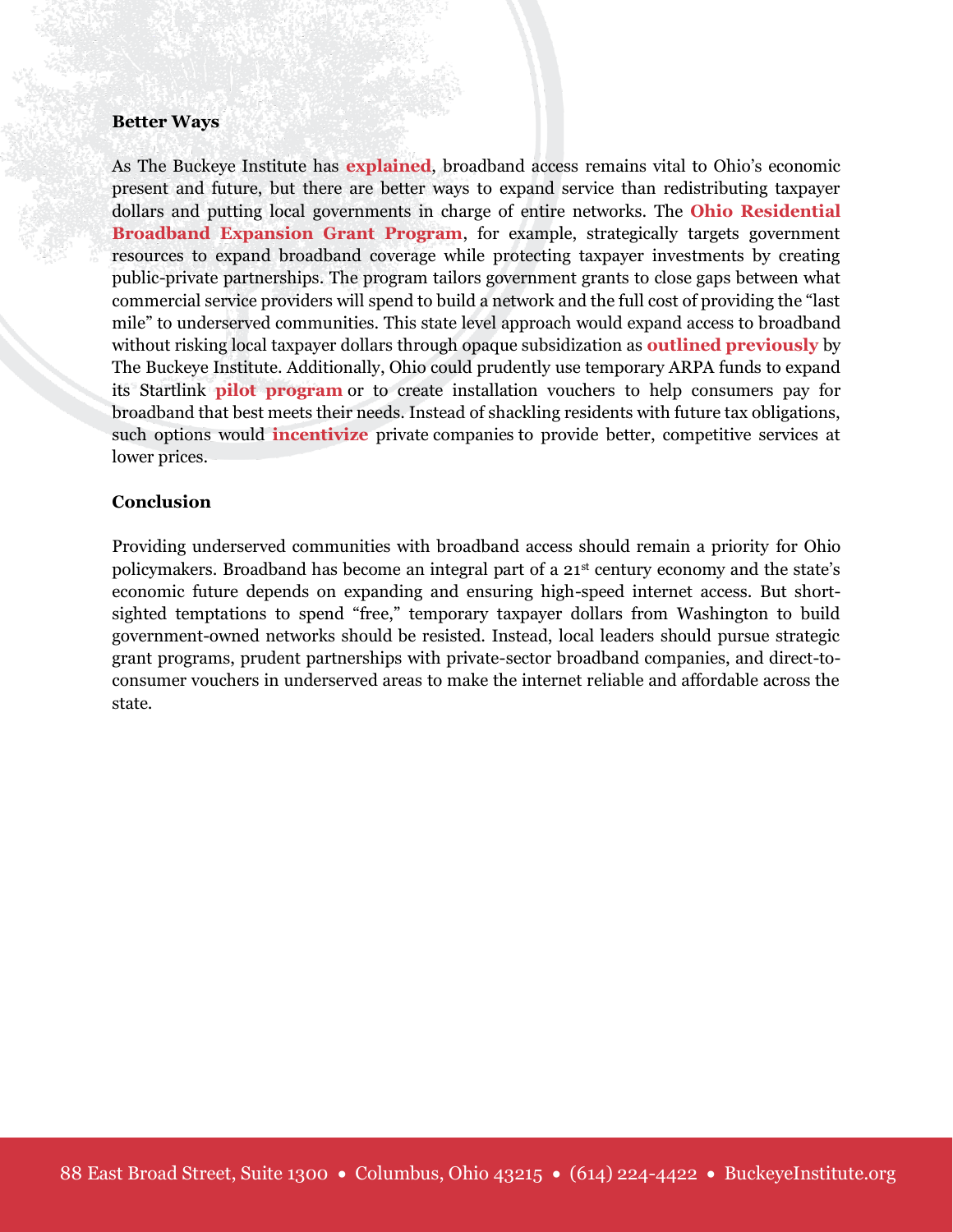### Better Ways

As The Buckeye Institute has **explained**, broadband access remains vital to Ohio's economic present and future, but there are better ways to expand service than redistributing taxpayer dollars and putting local governments in charge of entire networks. The **Ohio Residential Broadband Expansion Grant Program**, for example, strategically targets government resources to expand broadband coverage while protecting taxpayer investments by creating public-private partnerships. The program tailors government grants to close gaps between what commercial service providers will spend to build a network and the full cost of providing the "last mile" to underserved communities. This state level approach would expand access to broadband without risking local taxpayer dollars through opaque subsidization as **outlined previously** by The Buckeye Institute. Additionally, Ohio could prudently use temporary ARPA funds to expand its Startlink **pilot program** or to create installation vouchers to help consumers pay for broadband that best meets their needs. Instead of shackling residents with future tax obligations, such options would **incentivize** private companies to provide better, competitive services at lower prices.

### Conclusion

Providing underserved communities with broadband access should remain a priority for Ohio policymakers. Broadband has become an integral part of a 21st century economy and the state's economic future depends on expanding and ensuring high-speed internet access. But short-sighted temptations to spend "free," temporary taxpayer dollars from Washington to build government-owned networks should be resisted. Instead, local leaders should pursue strategic grant programs, prudent partnerships with private-sector broadband companies, and direct-to-consumer vouchers in underserved areas to make the internet reliable and affordable across the state.